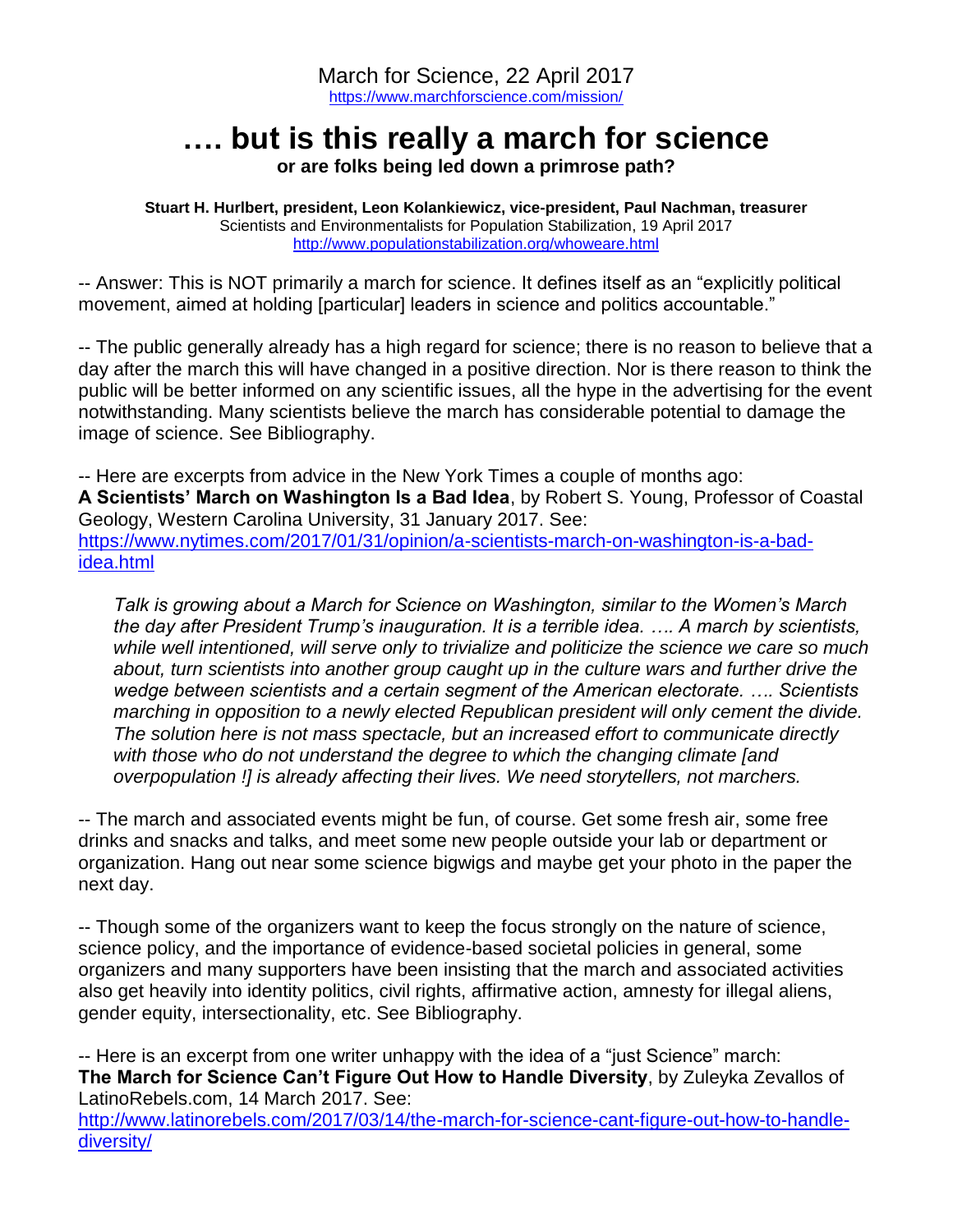March for Science, 22 April 2017
https://www.marchforscience.com/mission/

# …. but is this really a march for science

**or are folks being led down a primrose path?**

**Stuart H. Hurlbert, president, Leon Kolankiewicz, vice-president, Paul Nachman, treasurer**
Scientists and Environmentalists for Population Stabilization, 19 April 2017
http://www.populationstabilization.org/whoweare.html

-- Answer: This is NOT primarily a march for science. It defines itself as an "explicitly political movement, aimed at holding [particular] leaders in science and politics accountable."

-- The public generally already has a high regard for science; there is no reason to believe that a day after the march this will have changed in a positive direction. Nor is there reason to think the public will be better informed on any scientific issues, all the hype in the advertising for the event notwithstanding. Many scientists believe the march has considerable potential to damage the image of science. See Bibliography.

-- Here are excerpts from advice in the New York Times a couple of months ago:
**A Scientists' March on Washington Is a Bad Idea**, by Robert S. Young, Professor of Coastal Geology, Western Carolina University, 31 January 2017. See:
https://www.nytimes.com/2017/01/31/opinion/a-scientists-march-on-washington-is-a-bad-idea.html

> *Talk is growing about a March for Science on Washington, similar to the Women's March the day after President Trump's inauguration. It is a terrible idea. …. A march by scientists, while well intentioned, will serve only to trivialize and politicize the science we care so much about, turn scientists into another group caught up in the culture wars and further drive the wedge between scientists and a certain segment of the American electorate. …. Scientists marching in opposition to a newly elected Republican president will only cement the divide. The solution here is not mass spectacle, but an increased effort to communicate directly with those who do not understand the degree to which the changing climate [and overpopulation !] is already affecting their lives. We need storytellers, not marchers.*

-- The march and associated events might be fun, of course. Get some fresh air, some free drinks and snacks and talks, and meet some new people outside your lab or department or organization. Hang out near some science bigwigs and maybe get your photo in the paper the next day.

-- Though some of the organizers want to keep the focus strongly on the nature of science, science policy, and the importance of evidence-based societal policies in general, some organizers and many supporters have been insisting that the march and associated activities also get heavily into identity politics, civil rights, affirmative action, amnesty for illegal aliens, gender equity, intersectionality, etc. See Bibliography.

-- Here is an excerpt from one writer unhappy with the idea of a "just Science" march:
**The March for Science Can't Figure Out How to Handle Diversity**, by Zuleyka Zevallos of LatinoRebels.com, 14 March 2017. See:
http://www.latinorebels.com/2017/03/14/the-march-for-science-cant-figure-out-how-to-handle-diversity/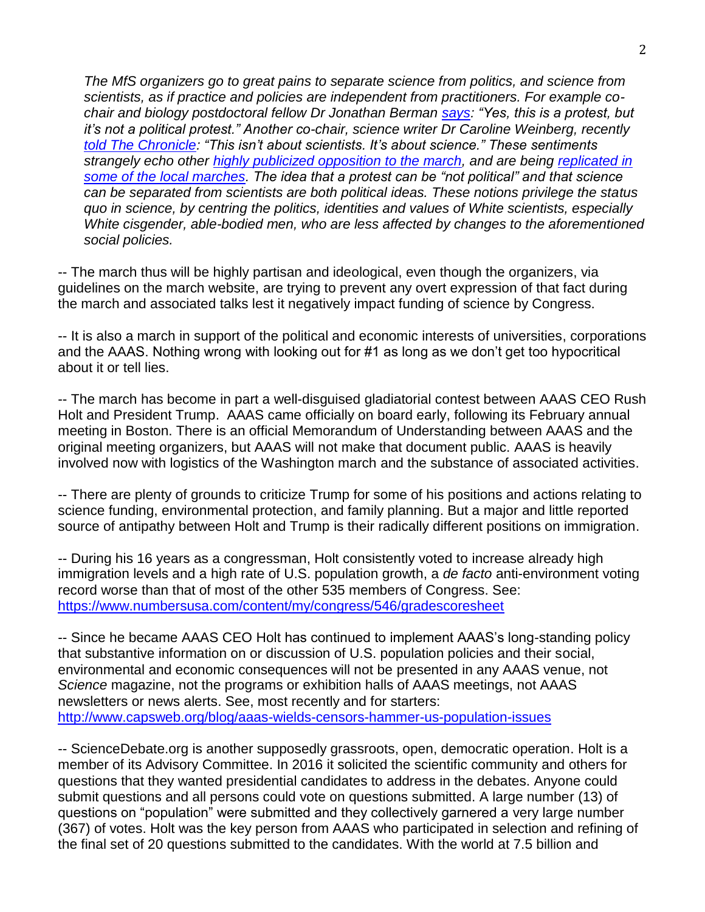*The MfS organizers go to great pains to separate science from politics, and science from scientists, as if practice and policies are independent from practitioners. For example co-chair and biology postdoctoral fellow Dr Jonathan Berman [says](): "Yes, this is a protest, but it's not a political protest." Another co-chair, science writer Dr Caroline Weinberg, recently [told The Chronicle](): "This isn't about scientists. It's about science." These sentiments strangely echo other [highly publicized opposition to the march](), and are being [replicated in some of the local marches](). The idea that a protest can be "not political" and that science can be separated from scientists are both political ideas. These notions privilege the status quo in science, by centring the politics, identities and values of White scientists, especially White cisgender, able-bodied men, who are less affected by changes to the aforementioned social policies.*

-- The march thus will be highly partisan and ideological, even though the organizers, via guidelines on the march website, are trying to prevent any overt expression of that fact during the march and associated talks lest it negatively impact funding of science by Congress.

-- It is also a march in support of the political and economic interests of universities, corporations and the AAAS. Nothing wrong with looking out for #1 as long as we don't get too hypocritical about it or tell lies.

-- The march has become in part a well-disguised gladiatorial contest between AAAS CEO Rush Holt and President Trump. AAAS came officially on board early, following its February annual meeting in Boston. There is an official Memorandum of Understanding between AAAS and the original meeting organizers, but AAAS will not make that document public. AAAS is heavily involved now with logistics of the Washington march and the substance of associated activities.

-- There are plenty of grounds to criticize Trump for some of his positions and actions relating to science funding, environmental protection, and family planning. But a major and little reported source of antipathy between Holt and Trump is their radically different positions on immigration.

-- During his 16 years as a congressman, Holt consistently voted to increase already high immigration levels and a high rate of U.S. population growth, a *de facto* anti-environment voting record worse than that of most of the other 535 members of Congress. See: https://www.numbersusa.com/content/my/congress/546/gradescoresheet

-- Since he became AAAS CEO Holt has continued to implement AAAS's long-standing policy that substantive information on or discussion of U.S. population policies and their social, environmental and economic consequences will not be presented in any AAAS venue, not *Science* magazine, not the programs or exhibition halls of AAAS meetings, not AAAS newsletters or news alerts. See, most recently and for starters: http://www.capsweb.org/blog/aaas-wields-censors-hammer-us-population-issues

-- ScienceDebate.org is another supposedly grassroots, open, democratic operation. Holt is a member of its Advisory Committee. In 2016 it solicited the scientific community and others for questions that they wanted presidential candidates to address in the debates. Anyone could submit questions and all persons could vote on questions submitted. A large number (13) of questions on "population" were submitted and they collectively garnered a very large number (367) of votes. Holt was the key person from AAAS who participated in selection and refining of the final set of 20 questions submitted to the candidates. With the world at 7.5 billion and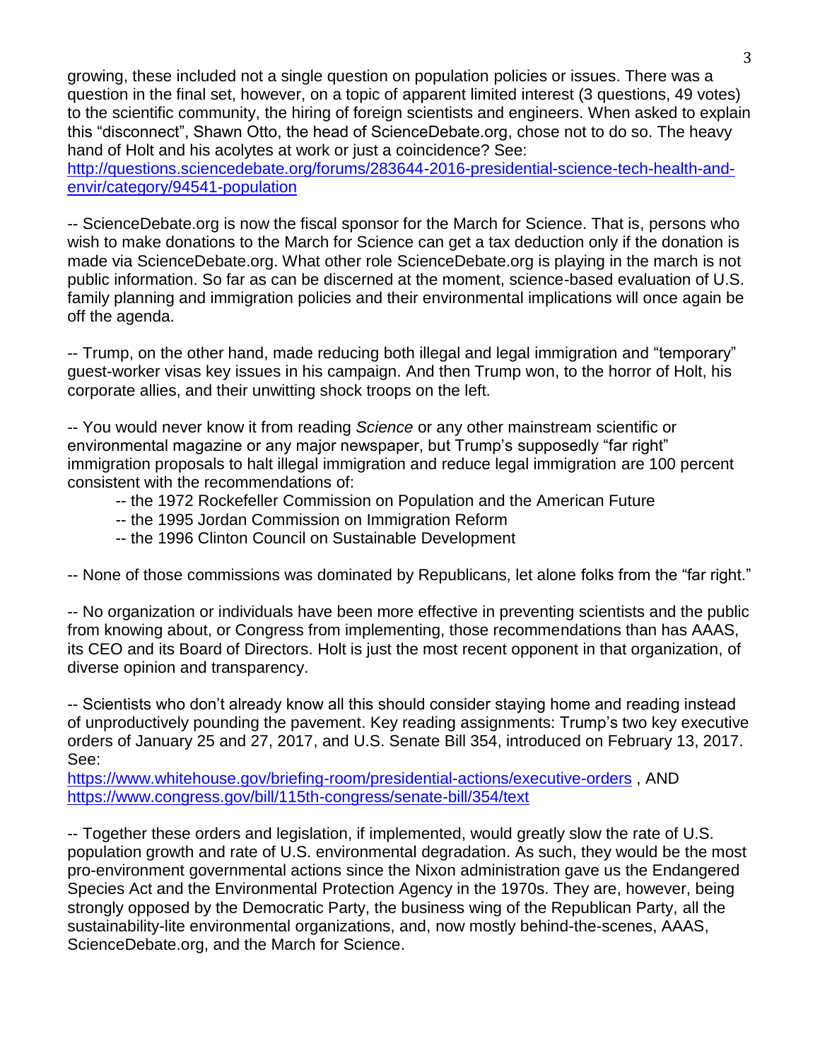growing, these included not a single question on population policies or issues. There was a question in the final set, however, on a topic of apparent limited interest (3 questions, 49 votes) to the scientific community, the hiring of foreign scientists and engineers. When asked to explain this "disconnect", Shawn Otto, the head of ScienceDebate.org, chose not to do so. The heavy hand of Holt and his acolytes at work or just a coincidence? See: [http://questions.sciencedebate.org/forums/283644-2016-presidential-science-tech-health-and-envir/category/94541-population](http://questions.sciencedebate.org/forums/283644-2016-presidential-science-tech-health-and-envir/category/94541-population)

-- ScienceDebate.org is now the fiscal sponsor for the March for Science. That is, persons who wish to make donations to the March for Science can get a tax deduction only if the donation is made via ScienceDebate.org. What other role ScienceDebate.org is playing in the march is not public information. So far as can be discerned at the moment, science-based evaluation of U.S. family planning and immigration policies and their environmental implications will once again be off the agenda.

-- Trump, on the other hand, made reducing both illegal and legal immigration and "temporary" guest-worker visas key issues in his campaign. And then Trump won, to the horror of Holt, his corporate allies, and their unwitting shock troops on the left.

-- You would never know it from reading *Science* or any other mainstream scientific or environmental magazine or any major newspaper, but Trump's supposedly "far right" immigration proposals to halt illegal immigration and reduce legal immigration are 100 percent consistent with the recommendations of:

- -- the 1972 Rockefeller Commission on Population and the American Future
- -- the 1995 Jordan Commission on Immigration Reform
- -- the 1996 Clinton Council on Sustainable Development

-- None of those commissions was dominated by Republicans, let alone folks from the "far right."

-- No organization or individuals have been more effective in preventing scientists and the public from knowing about, or Congress from implementing, those recommendations than has AAAS, its CEO and its Board of Directors. Holt is just the most recent opponent in that organization, of diverse opinion and transparency.

-- Scientists who don't already know all this should consider staying home and reading instead of unproductively pounding the pavement. Key reading assignments: Trump's two key executive orders of January 25 and 27, 2017, and U.S. Senate Bill 354, introduced on February 13, 2017. See:
[https://www.whitehouse.gov/briefing-room/presidential-actions/executive-orders](https://www.whitehouse.gov/briefing-room/presidential-actions/executive-orders) , AND
[https://www.congress.gov/bill/115th-congress/senate-bill/354/text](https://www.congress.gov/bill/115th-congress/senate-bill/354/text)

-- Together these orders and legislation, if implemented, would greatly slow the rate of U.S. population growth and rate of U.S. environmental degradation. As such, they would be the most pro-environment governmental actions since the Nixon administration gave us the Endangered Species Act and the Environmental Protection Agency in the 1970s. They are, however, being strongly opposed by the Democratic Party, the business wing of the Republican Party, all the sustainability-lite environmental organizations, and, now mostly behind-the-scenes, AAAS, ScienceDebate.org, and the March for Science.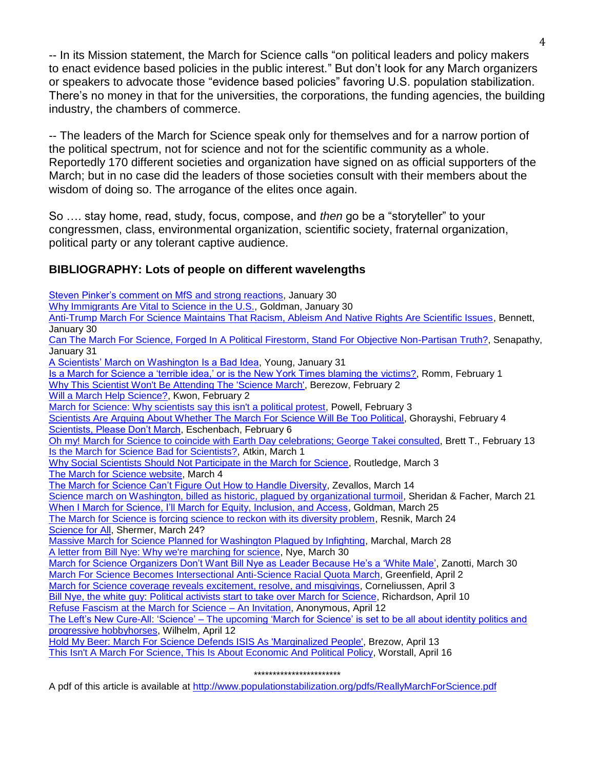-- In its Mission statement, the March for Science calls "on political leaders and policy makers to enact evidence based policies in the public interest." But don't look for any March organizers or speakers to advocate those "evidence based policies" favoring U.S. population stabilization. There's no money in that for the universities, the corporations, the funding agencies, the building industry, the chambers of commerce.

-- The leaders of the March for Science speak only for themselves and for a narrow portion of the political spectrum, not for science and not for the scientific community as a whole. Reportedly 170 different societies and organization have signed on as official supporters of the March; but in no case did the leaders of those societies consult with their members about the wisdom of doing so. The arrogance of the elites once again.

So …. stay home, read, study, focus, compose, and *then* go be a "storyteller" to your congressmen, class, environmental organization, scientific society, fraternal organization, political party or any tolerant captive audience.

## BIBLIOGRAPHY: Lots of people on different wavelengths

Steven Pinker's comment on MfS and strong reactions, January 30
Why Immigrants Are Vital to Science in the U.S., Goldman, January 30
Anti-Trump March For Science Maintains That Racism, Ableism And Native Rights Are Scientific Issues, Bennett, January 30
Can The March For Science, Forged In A Political Firestorm, Stand For Objective Non-Partisan Truth?, Senapathy, January 31
A Scientists' March on Washington Is a Bad Idea, Young, January 31
Is a March for Science a 'terrible idea,' or is the New York Times blaming the victims?, Romm, February 1
Why This Scientist Won't Be Attending The 'Science March', Berezow, February 2
Will a March Help Science?, Kwon, February 2
March for Science: Why scientists say this isn't a political protest, Powell, February 3
Scientists Are Arguing About Whether The March For Science Will Be Too Political, Ghorayshi, February 4
Scientists, Please Don't March, Eschenbach, February 6
Oh my! March for Science to coincide with Earth Day celebrations; George Takei consulted, Brett T., February 13
Is the March for Science Bad for Scientists?, Atkin, March 1
Why Social Scientists Should Not Participate in the March for Science, Routledge, March 3
The March for Science website, March 4
The March for Science Can't Figure Out How to Handle Diversity, Zevallos, March 14
Science march on Washington, billed as historic, plagued by organizational turmoil, Sheridan & Facher, March 21
When I March for Science, I'll March for Equity, Inclusion, and Access, Goldman, March 25
The March for Science is forcing science to reckon with its diversity problem, Resnik, March 24
Science for All, Shermer, March 24?
Massive March for Science Planned for Washington Plagued by Infighting, Marchal, March 28
A letter from Bill Nye: Why we're marching for science, Nye, March 30
March for Science Organizers Don't Want Bill Nye as Leader Because He's a 'White Male', Zanotti, March 30
March For Science Becomes Intersectional Anti-Science Racial Quota March, Greenfield, April 2
March for Science coverage reveals excitement, resolve, and misgivings, Corneliussen, April 3
Bill Nye, the white guy: Political activists start to take over March for Science, Richardson, April 10
Refuse Fascism at the March for Science – An Invitation, Anonymous, April 12
The Left's New Cure-All: 'Science' – The upcoming 'March for Science' is set to be all about identity politics and progressive hobbyhorses, Wilhelm, April 12
Hold My Beer: March For Science Defends ISIS As 'Marginalized People', Brezow, April 13
This Isn't A March For Science, This Is About Economic And Political Policy, Worstall, April 16

**********************

A pdf of this article is available at http://www.populationstabilization.org/pdfs/ReallyMarchForScience.pdf